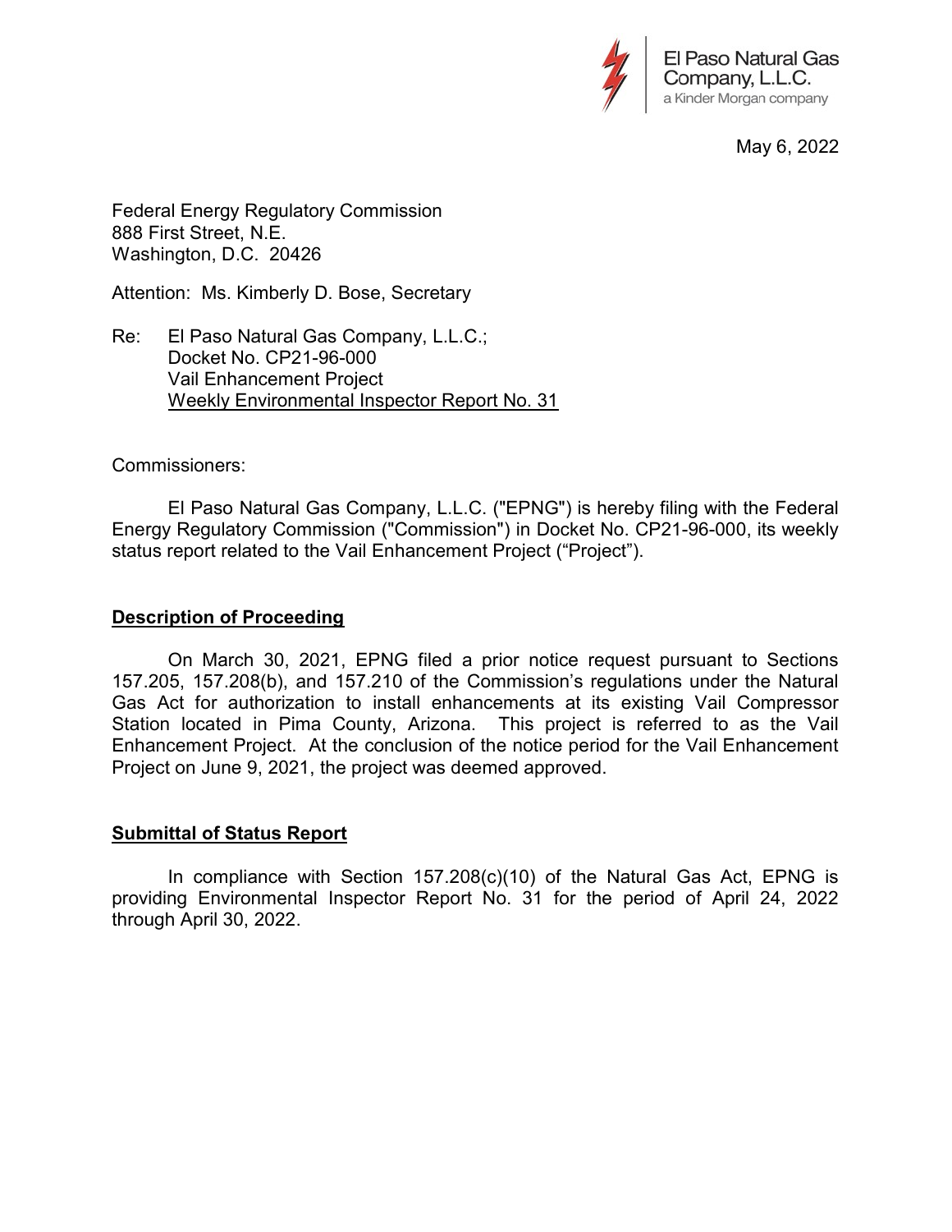El Paso Natural Gas Company, L.L.C.
a Kinder Morgan company

May 6, 2022

Federal Energy Regulatory Commission
888 First Street, N.E.
Washington, D.C. 20426

Attention: Ms. Kimberly D. Bose, Secretary

Re: El Paso Natural Gas Company, L.L.C.;
Docket No. CP21-96-000
Vail Enhancement Project
Weekly Environmental Inspector Report No. 31

Commissioners:

El Paso Natural Gas Company, L.L.C. ("EPNG") is hereby filing with the Federal Energy Regulatory Commission ("Commission") in Docket No. CP21-96-000, its weekly status report related to the Vail Enhancement Project ("Project").

**Description of Proceeding**

On March 30, 2021, EPNG filed a prior notice request pursuant to Sections 157.205, 157.208(b), and 157.210 of the Commission's regulations under the Natural Gas Act for authorization to install enhancements at its existing Vail Compressor Station located in Pima County, Arizona. This project is referred to as the Vail Enhancement Project. At the conclusion of the notice period for the Vail Enhancement Project on June 9, 2021, the project was deemed approved.

**Submittal of Status Report**

In compliance with Section 157.208(c)(10) of the Natural Gas Act, EPNG is providing Environmental Inspector Report No. 31 for the period of April 24, 2022 through April 30, 2022.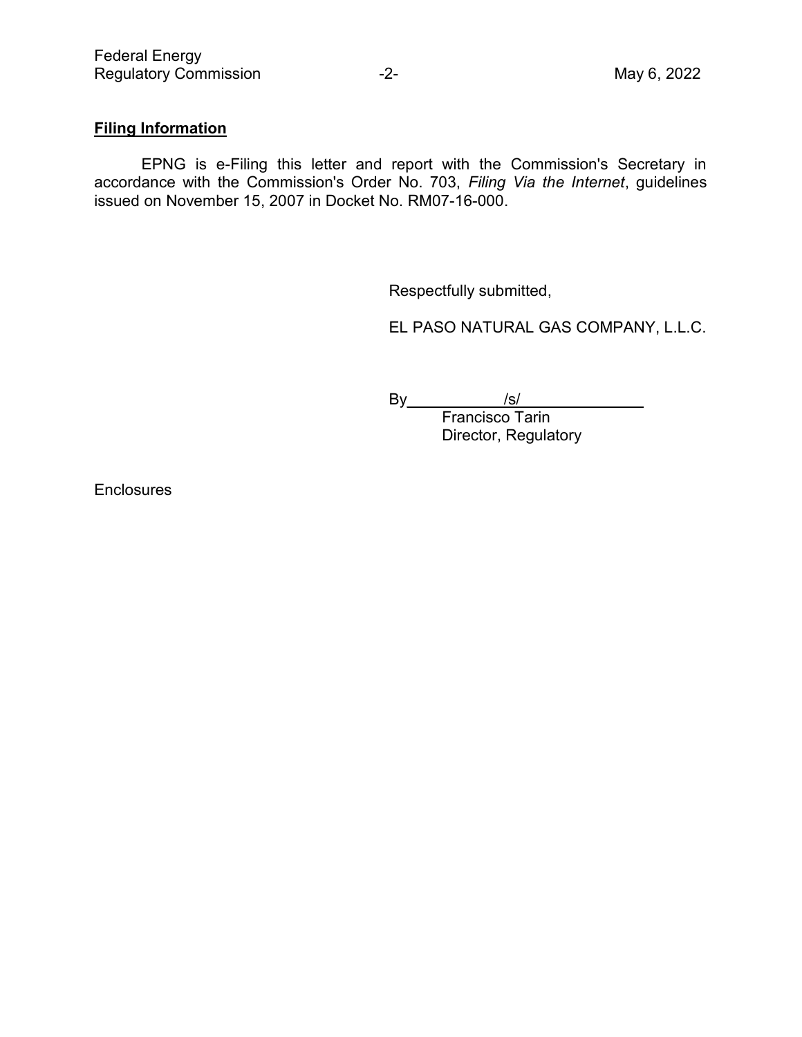**Filing Information**

EPNG is e-Filing this letter and report with the Commission's Secretary in accordance with the Commission's Order No. 703, *Filing Via the Internet*, guidelines issued on November 15, 2007 in Docket No. RM07-16-000.

Respectfully submitted,

EL PASO NATURAL GAS COMPANY, L.L.C.

By /s/
Francisco Tarin
Director, Regulatory

Enclosures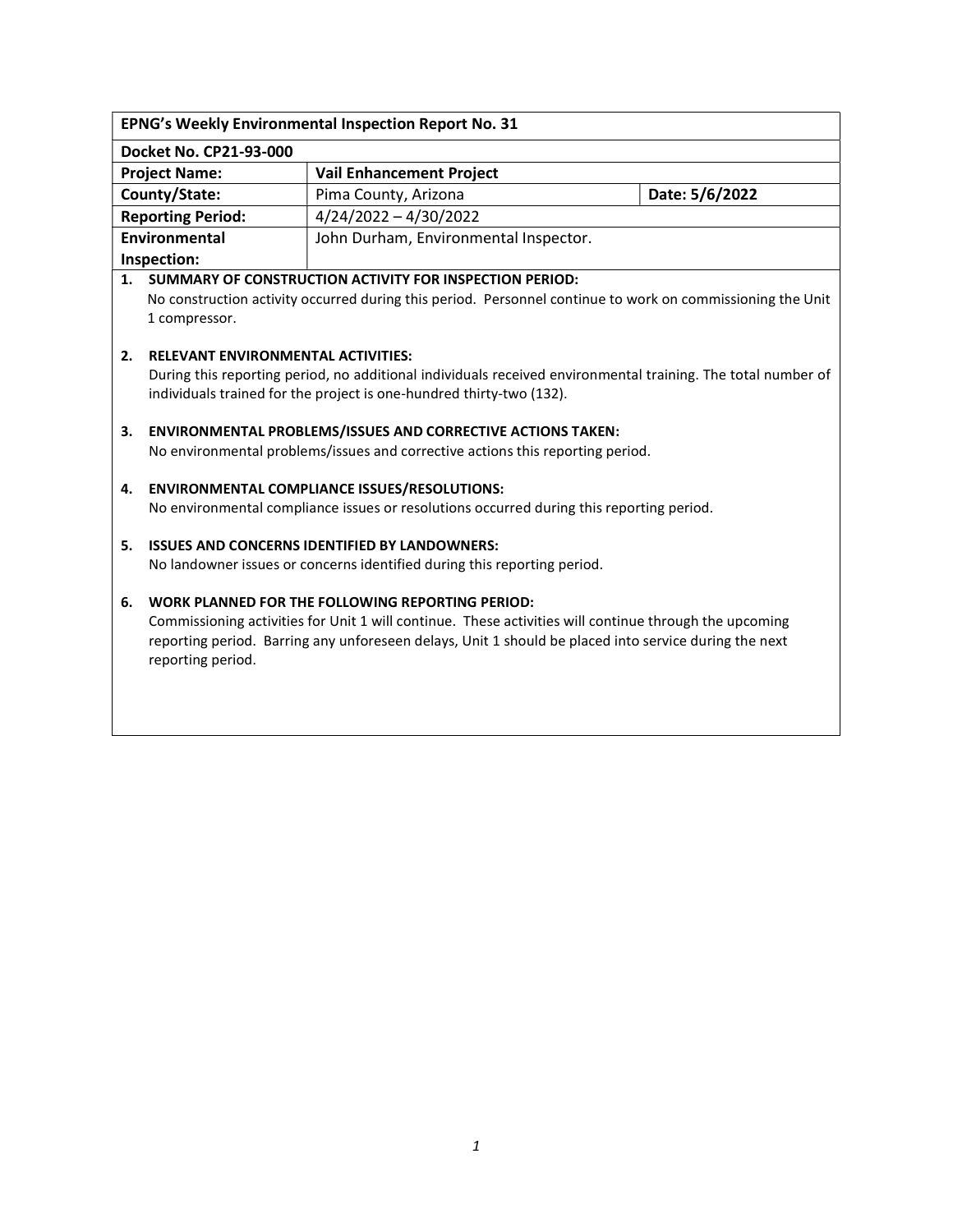| EPNG's Weekly Environmental Inspection Report No. 31 | | |
|---|---|---|
| **Docket No. CP21-93-000** | | |
| **Project Name:** | **Vail Enhancement Project** | |
| **County/State:** | Pima County, Arizona | **Date: 5/6/2022** |
| **Reporting Period:** | 4/24/2022 – 4/30/2022 | |
| **Environmental Inspection:** | John Durham, Environmental Inspector. | |

1. **SUMMARY OF CONSTRUCTION ACTIVITY FOR INSPECTION PERIOD:**
   No construction activity occurred during this period. Personnel continue to work on commissioning the Unit 1 compressor.

2. **RELEVANT ENVIRONMENTAL ACTIVITIES:**
   During this reporting period, no additional individuals received environmental training. The total number of individuals trained for the project is one-hundred thirty-two (132).

3. **ENVIRONMENTAL PROBLEMS/ISSUES AND CORRECTIVE ACTIONS TAKEN:**
   No environmental problems/issues and corrective actions this reporting period.

4. **ENVIRONMENTAL COMPLIANCE ISSUES/RESOLUTIONS:**
   No environmental compliance issues or resolutions occurred during this reporting period.

5. **ISSUES AND CONCERNS IDENTIFIED BY LANDOWNERS:**
   No landowner issues or concerns identified during this reporting period.

6. **WORK PLANNED FOR THE FOLLOWING REPORTING PERIOD:**
   Commissioning activities for Unit 1 will continue. These activities will continue through the upcoming reporting period. Barring any unforeseen delays, Unit 1 should be placed into service during the next reporting period.